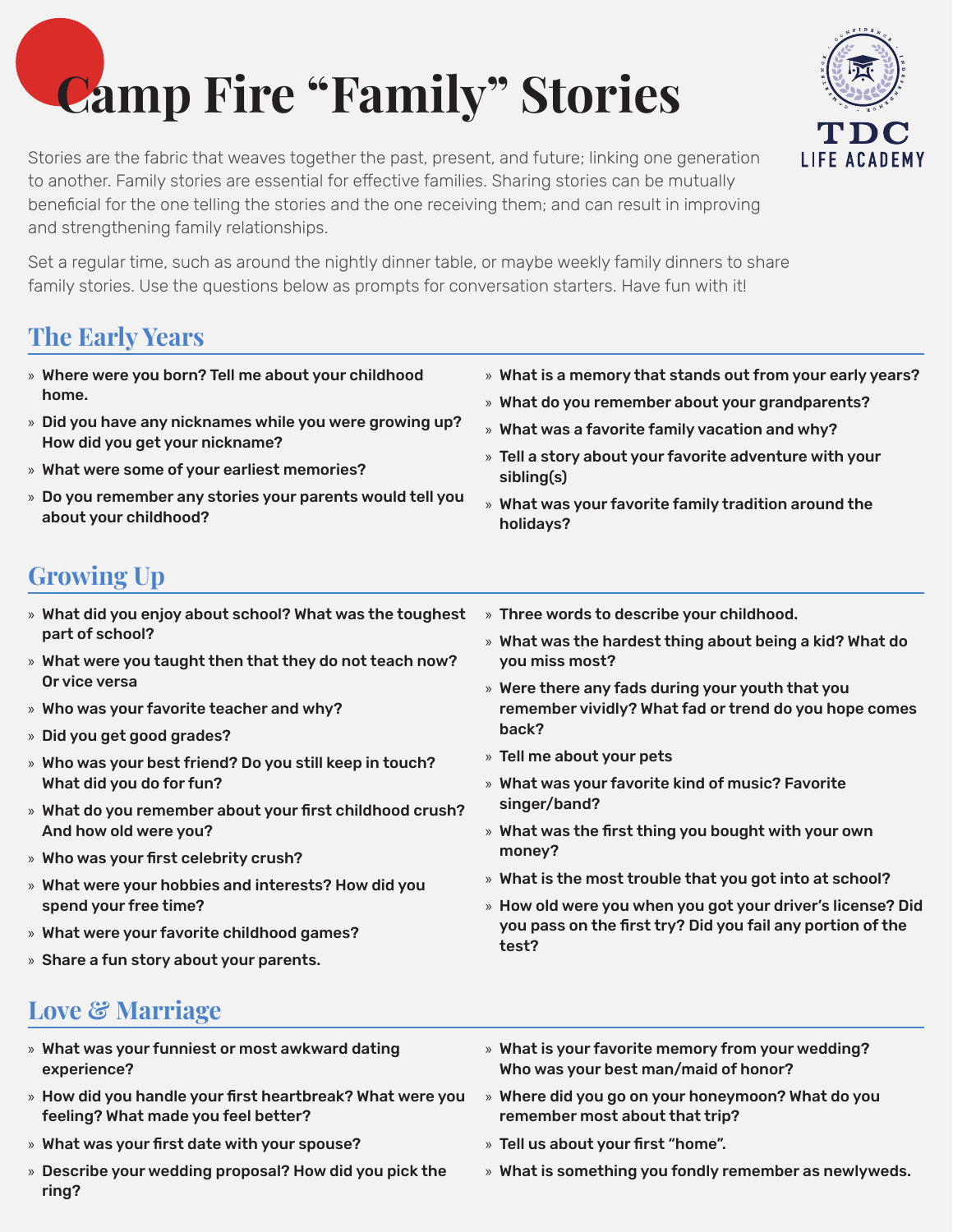# Camp Fire "Family" Stories

TDC LIFE ACADEMY

Stories are the fabric that weaves together the past, present, and future; linking one generation to another. Family stories are essential for effective families. Sharing stories can be mutually beneficial for the one telling the stories and the one receiving them; and can result in improving and strengthening family relationships.

Set a regular time, such as around the nightly dinner table, or maybe weekly family dinners to share family stories. Use the questions below as prompts for conversation starters. Have fun with it!

## The Early Years

- **Where were you born? Tell me about your childhood home.**
- **Did you have any nicknames while you were growing up? How did you get your nickname?**
- **What were some of your earliest memories?**
- **Do you remember any stories your parents would tell you about your childhood?**
- **What is a memory that stands out from your early years?**
- **What do you remember about your grandparents?**
- **What was a favorite family vacation and why?**
- **Tell a story about your favorite adventure with your sibling(s)**
- **What was your favorite family tradition around the holidays?**

## Growing Up

- **What did you enjoy about school? What was the toughest part of school?**
- **What were you taught then that they do not teach now? Or vice versa**
- **Who was your favorite teacher and why?**
- **Did you get good grades?**
- **Who was your best friend? Do you still keep in touch? What did you do for fun?**
- **What do you remember about your first childhood crush? And how old were you?**
- **Who was your first celebrity crush?**
- **What were your hobbies and interests? How did you spend your free time?**
- **What were your favorite childhood games?**
- **Share a fun story about your parents.**
- **Three words to describe your childhood.**
- **What was the hardest thing about being a kid? What do you miss most?**
- **Were there any fads during your youth that you remember vividly? What fad or trend do you hope comes back?**
- **Tell me about your pets**
- **What was your favorite kind of music? Favorite singer/band?**
- **What was the first thing you bought with your own money?**
- **What is the most trouble that you got into at school?**
- **How old were you when you got your driver's license? Did you pass on the first try? Did you fail any portion of the test?**

## Love & Marriage

- **What was your funniest or most awkward dating experience?**
- **How did you handle your first heartbreak? What were you feeling? What made you feel better?**
- **What was your first date with your spouse?**
- **Describe your wedding proposal? How did you pick the ring?**
- **What is your favorite memory from your wedding? Who was your best man/maid of honor?**
- **Where did you go on your honeymoon? What do you remember most about that trip?**
- **Tell us about your first "home".**
- **What is something you fondly remember as newlyweds.**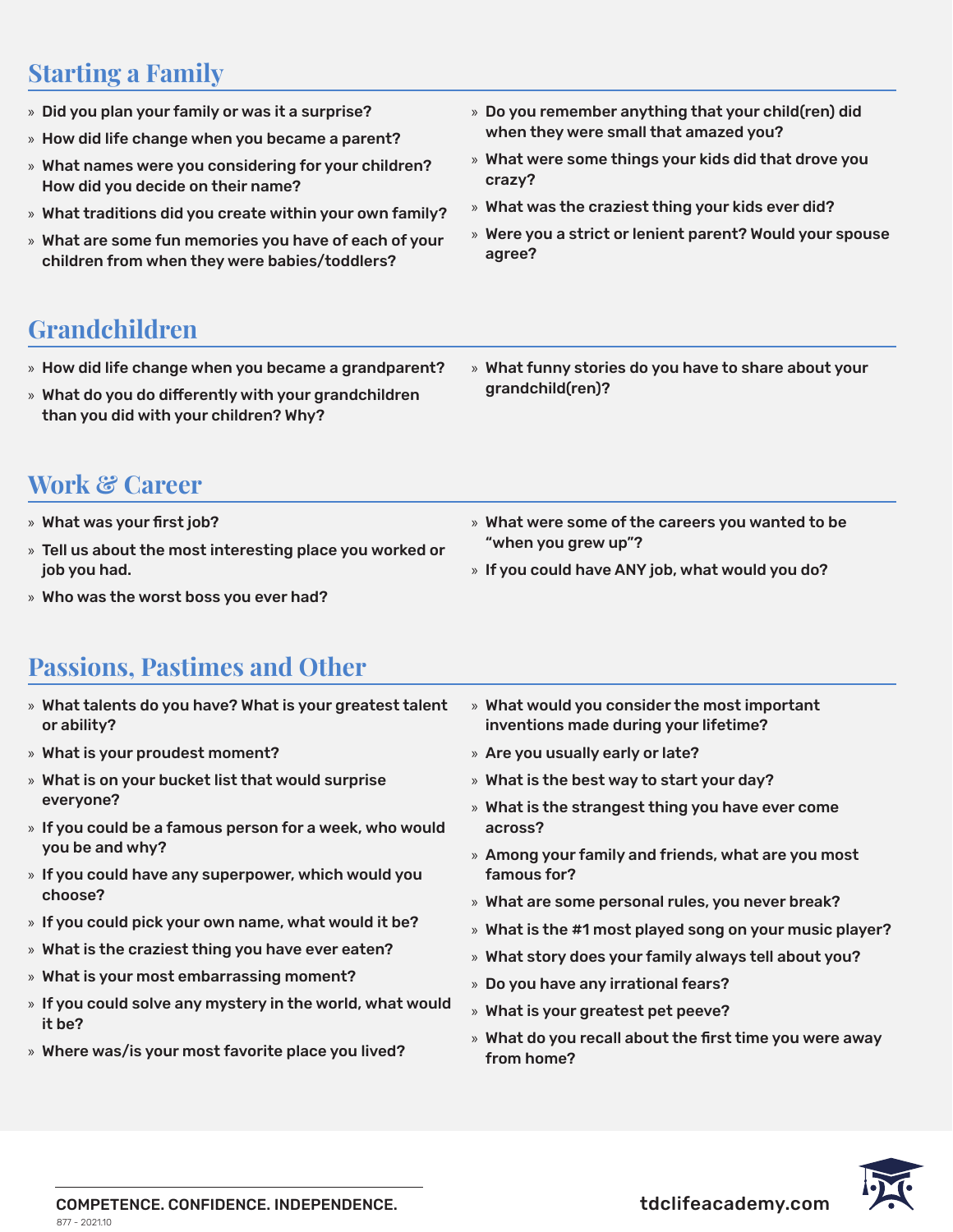## Starting a Family

- Did you plan your family or was it a surprise?
- How did life change when you became a parent?
- What names were you considering for your children? How did you decide on their name?
- What traditions did you create within your own family?
- What are some fun memories you have of each of your children from when they were babies/toddlers?
- Do you remember anything that your child(ren) did when they were small that amazed you?
- What were some things your kids did that drove you crazy?
- What was the craziest thing your kids ever did?
- Were you a strict or lenient parent? Would your spouse agree?

## Grandchildren

- How did life change when you became a grandparent?
- What do you do differently with your grandchildren than you did with your children? Why?
- What funny stories do you have to share about your grandchild(ren)?

## Work & Career

- What was your first job?
- Tell us about the most interesting place you worked or job you had.
- Who was the worst boss you ever had?
- What were some of the careers you wanted to be "when you grew up"?
- If you could have ANY job, what would you do?

## Passions, Pastimes and Other

- What talents do you have? What is your greatest talent or ability?
- What is your proudest moment?
- What is on your bucket list that would surprise everyone?
- If you could be a famous person for a week, who would you be and why?
- If you could have any superpower, which would you choose?
- If you could pick your own name, what would it be?
- What is the craziest thing you have ever eaten?
- What is your most embarrassing moment?
- If you could solve any mystery in the world, what would it be?
- Where was/is your most favorite place you lived?
- What would you consider the most important inventions made during your lifetime?
- Are you usually early or late?
- What is the best way to start your day?
- What is the strangest thing you have ever come across?
- Among your family and friends, what are you most famous for?
- What are some personal rules, you never break?
- What is the #1 most played song on your music player?
- What story does your family always tell about you?
- Do you have any irrational fears?
- What is your greatest pet peeve?
- What do you recall about the first time you were away from home?

COMPETENCE. CONFIDENCE. INDEPENDENCE.

877 - 2021.10

tdclifeacademy.com